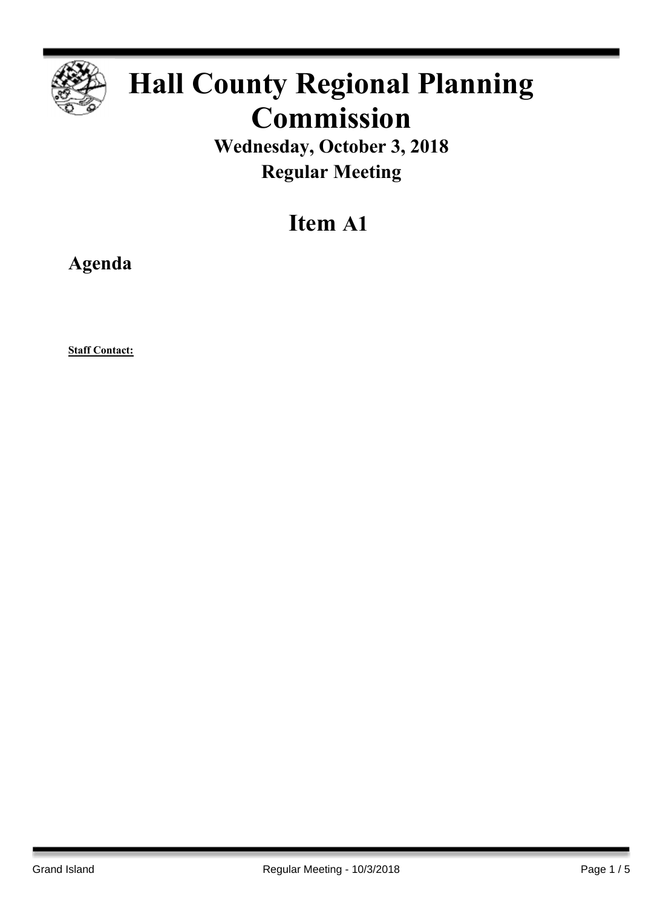# Hall County Regional Planning Commission

## Wednesday, October 3, 2018

## Regular Meeting

# Item A1

## Agenda

**Staff Contact:**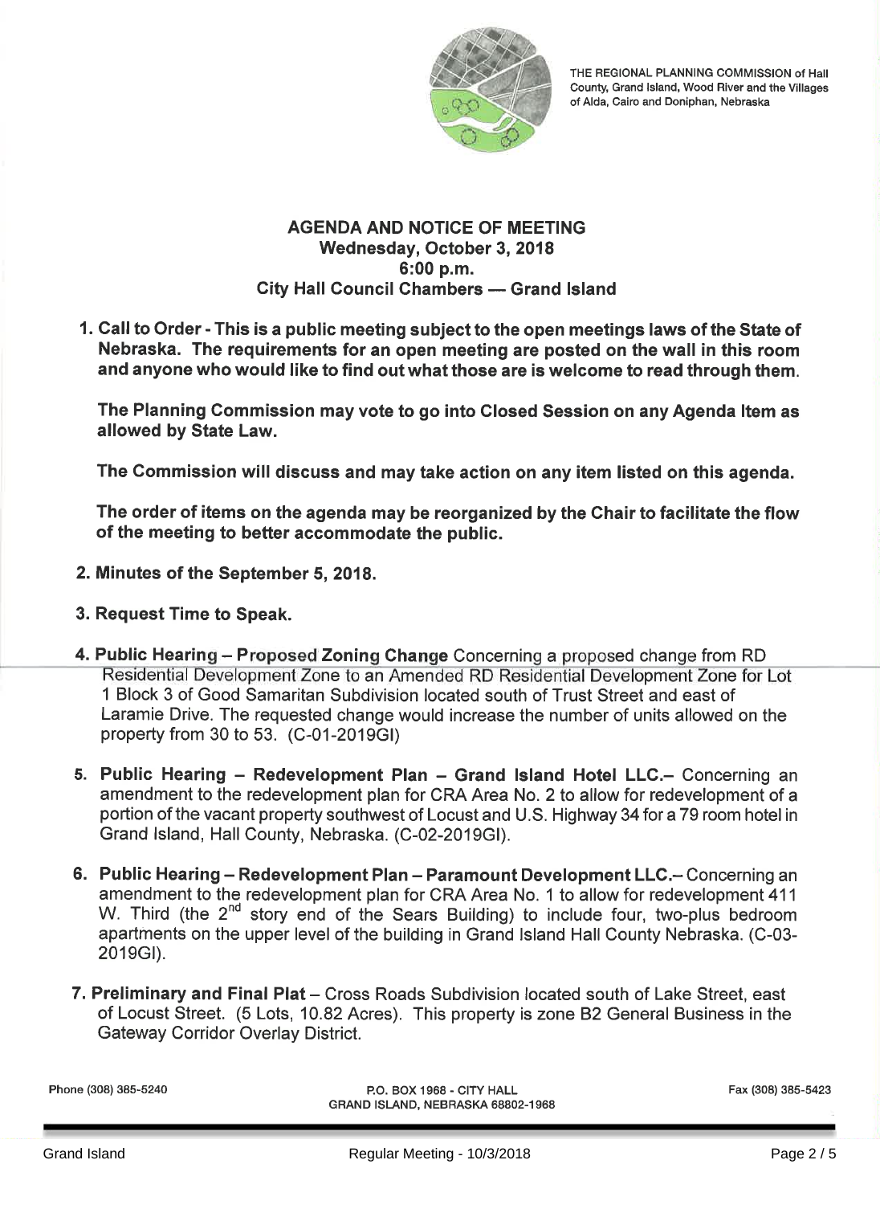THE REGIONAL PLANNING COMMISSION of Hall County, Grand Island, Wood River and the Villages of Alda, Cairo and Doniphan, Nebraska

## AGENDA AND NOTICE OF MEETING
### Wednesday, October 3, 2018
### 6:00 p.m.
### City Hall Council Chambers — Grand Island

1. **Call to Order - This is a public meeting subject to the open meetings laws of the State of Nebraska. The requirements for an open meeting are posted on the wall in this room and anyone who would like to find out what those are is welcome to read through them.**

   **The Planning Commission may vote to go into Closed Session on any Agenda Item as allowed by State Law.**

   **The Commission will discuss and may take action on any item listed on this agenda.**

   **The order of items on the agenda may be reorganized by the Chair to facilitate the flow of the meeting to better accommodate the public.**

2. **Minutes of the September 5, 2018.**

3. **Request Time to Speak.**

4. **Public Hearing – Proposed Zoning Change** Concerning a proposed change from RD Residential Development Zone to an Amended RD Residential Development Zone for Lot 1 Block 3 of Good Samaritan Subdivision located south of Trust Street and east of Laramie Drive. The requested change would increase the number of units allowed on the property from 30 to 53. (C-01-2019GI)

5. **Public Hearing – Redevelopment Plan – Grand Island Hotel LLC.**– Concerning an amendment to the redevelopment plan for CRA Area No. 2 to allow for redevelopment of a portion of the vacant property southwest of Locust and U.S. Highway 34 for a 79 room hotel in Grand Island, Hall County, Nebraska. (C-02-2019GI).

6. **Public Hearing – Redevelopment Plan – Paramount Development LLC.**– Concerning an amendment to the redevelopment plan for CRA Area No. 1 to allow for redevelopment 411 W. Third (the 2nd story end of the Sears Building) to include four, two-plus bedroom apartments on the upper level of the building in Grand Island Hall County Nebraska. (C-03-2019GI).

7. **Preliminary and Final Plat** – Cross Roads Subdivision located south of Lake Street, east of Locust Street. (5 Lots, 10.82 Acres). This property is zone B2 General Business in the Gateway Corridor Overlay District.

Phone (308) 385-5240 | P.O. BOX 1968 - CITY HALL GRAND ISLAND, NEBRASKA 68802-1968 | Fax (308) 385-5423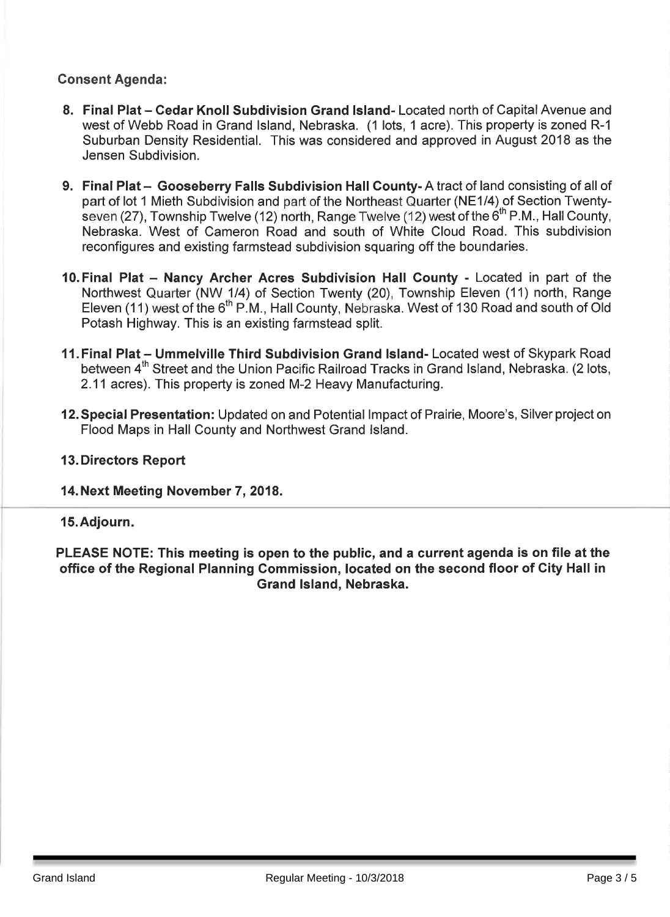**Consent Agenda:**

8. **Final Plat – Cedar Knoll Subdivision Grand Island**- Located north of Capital Avenue and west of Webb Road in Grand Island, Nebraska. (1 lots, 1 acre). This property is zoned R-1 Suburban Density Residential. This was considered and approved in August 2018 as the Jensen Subdivision.

9. **Final Plat – Gooseberry Falls Subdivision Hall County**- A tract of land consisting of all of part of lot 1 Mieth Subdivision and part of the Northeast Quarter (NE1/4) of Section Twenty-seven (27), Township Twelve (12) north, Range Twelve (12) west of the 6th P.M., Hall County, Nebraska. West of Cameron Road and south of White Cloud Road. This subdivision reconfigures and existing farmstead subdivision squaring off the boundaries.

10. **Final Plat – Nancy Archer Acres Subdivision Hall County** - Located in part of the Northwest Quarter (NW 1/4) of Section Twenty (20), Township Eleven (11) north, Range Eleven (11) west of the 6th P.M., Hall County, Nebraska. West of 130 Road and south of Old Potash Highway. This is an existing farmstead split.

11. **Final Plat – Ummelville Third Subdivision Grand Island**- Located west of Skypark Road between 4th Street and the Union Pacific Railroad Tracks in Grand Island, Nebraska. (2 lots, 2.11 acres). This property is zoned M-2 Heavy Manufacturing.

12. **Special Presentation:** Updated on and Potential Impact of Prairie, Moore's, Silver project on Flood Maps in Hall County and Northwest Grand Island.

13. **Directors Report**

14. **Next Meeting November 7, 2018.**

15. **Adjourn.**

**PLEASE NOTE: This meeting is open to the public, and a current agenda is on file at the office of the Regional Planning Commission, located on the second floor of City Hall in Grand Island, Nebraska.**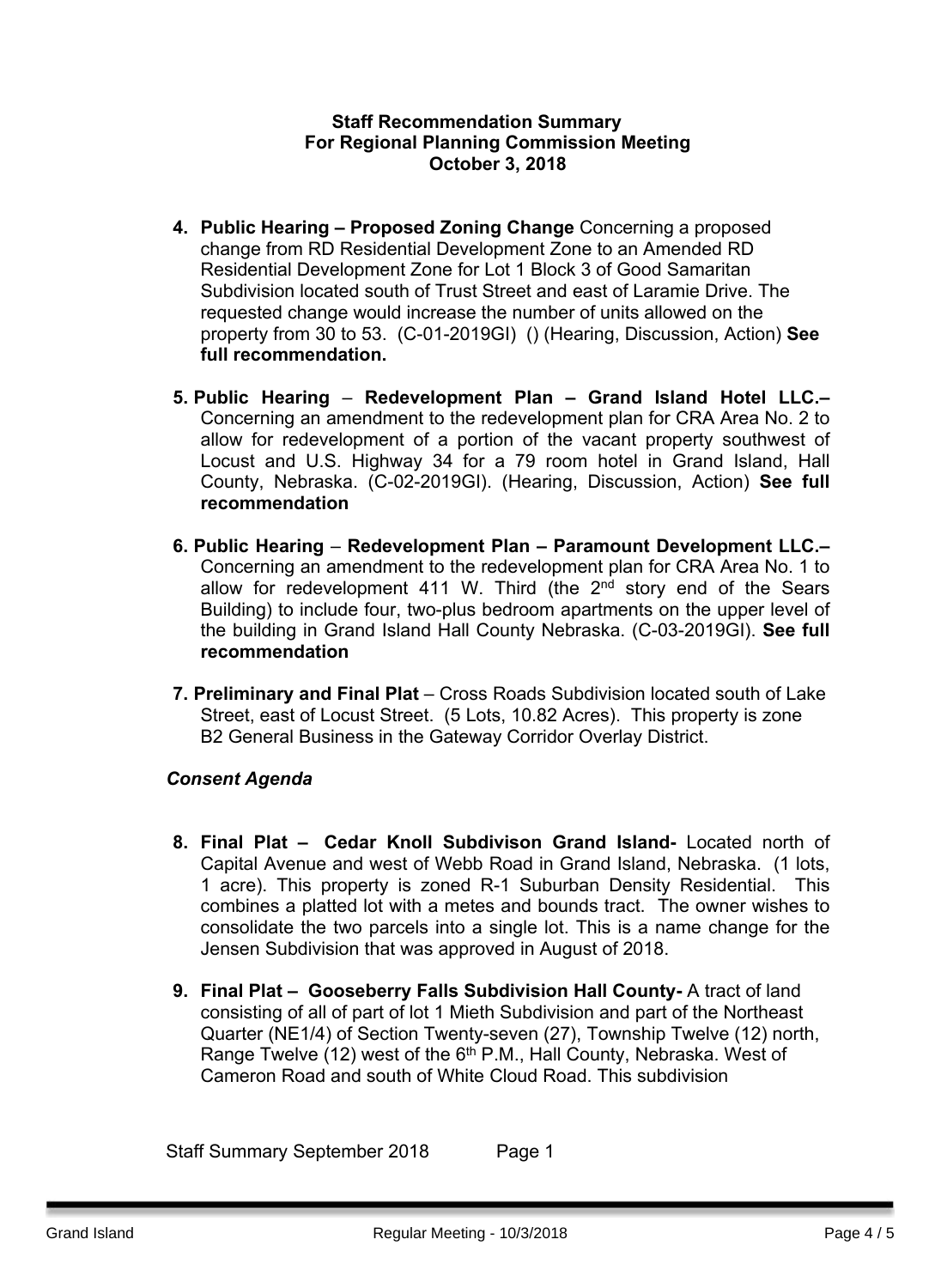**Staff Recommendation Summary**
**For Regional Planning Commission Meeting**
**October 3, 2018**

4. **Public Hearing – Proposed Zoning Change** Concerning a proposed change from RD Residential Development Zone to an Amended RD Residential Development Zone for Lot 1 Block 3 of Good Samaritan Subdivision located south of Trust Street and east of Laramie Drive. The requested change would increase the number of units allowed on the property from 30 to 53. (C-01-2019GI) () (Hearing, Discussion, Action) **See full recommendation.**

5. **Public Hearing** – **Redevelopment Plan – Grand Island Hotel LLC.–** Concerning an amendment to the redevelopment plan for CRA Area No. 2 to allow for redevelopment of a portion of the vacant property southwest of Locust and U.S. Highway 34 for a 79 room hotel in Grand Island, Hall County, Nebraska. (C-02-2019GI). (Hearing, Discussion, Action) **See full recommendation**

6. **Public Hearing** – **Redevelopment Plan – Paramount Development LLC.–** Concerning an amendment to the redevelopment plan for CRA Area No. 1 to allow for redevelopment 411 W. Third (the 2nd story end of the Sears Building) to include four, two-plus bedroom apartments on the upper level of the building in Grand Island Hall County Nebraska. (C-03-2019GI). **See full recommendation**

7. **Preliminary and Final Plat** – Cross Roads Subdivision located south of Lake Street, east of Locust Street. (5 Lots, 10.82 Acres). This property is zone B2 General Business in the Gateway Corridor Overlay District.

***Consent Agenda***

8. **Final Plat – Cedar Knoll Subdivison Grand Island-** Located north of Capital Avenue and west of Webb Road in Grand Island, Nebraska. (1 lots, 1 acre). This property is zoned R-1 Suburban Density Residential. This combines a platted lot with a metes and bounds tract. The owner wishes to consolidate the two parcels into a single lot. This is a name change for the Jensen Subdivision that was approved in August of 2018.

9. **Final Plat – Gooseberry Falls Subdivision Hall County-** A tract of land consisting of all of part of lot 1 Mieth Subdivision and part of the Northeast Quarter (NE1/4) of Section Twenty-seven (27), Township Twelve (12) north, Range Twelve (12) west of the 6th P.M., Hall County, Nebraska. West of Cameron Road and south of White Cloud Road. This subdivision

Staff Summary September 2018 Page 1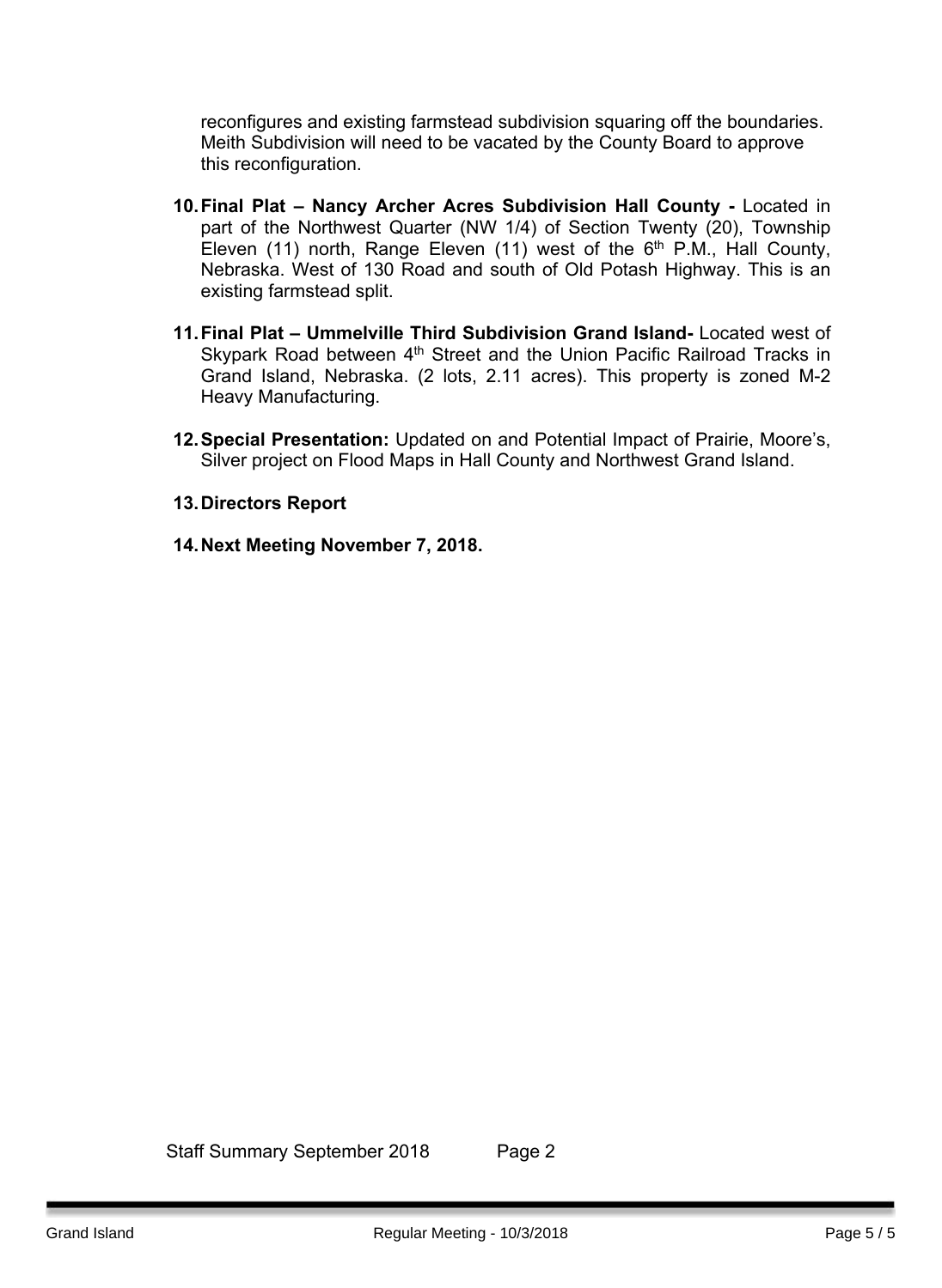reconfigures and existing farmstead subdivision squaring off the boundaries. Meith Subdivision will need to be vacated by the County Board to approve this reconfiguration.

10. **Final Plat – Nancy Archer Acres Subdivision Hall County -** Located in part of the Northwest Quarter (NW 1/4) of Section Twenty (20), Township Eleven (11) north, Range Eleven (11) west of the 6th P.M., Hall County, Nebraska. West of 130 Road and south of Old Potash Highway. This is an existing farmstead split.

11. **Final Plat – Ummelville Third Subdivision Grand Island-** Located west of Skypark Road between 4th Street and the Union Pacific Railroad Tracks in Grand Island, Nebraska. (2 lots, 2.11 acres). This property is zoned M-2 Heavy Manufacturing.

12. **Special Presentation:** Updated on and Potential Impact of Prairie, Moore's, Silver project on Flood Maps in Hall County and Northwest Grand Island.

13. **Directors Report**

14. **Next Meeting November 7, 2018.**

Staff Summary September 2018 Page 2